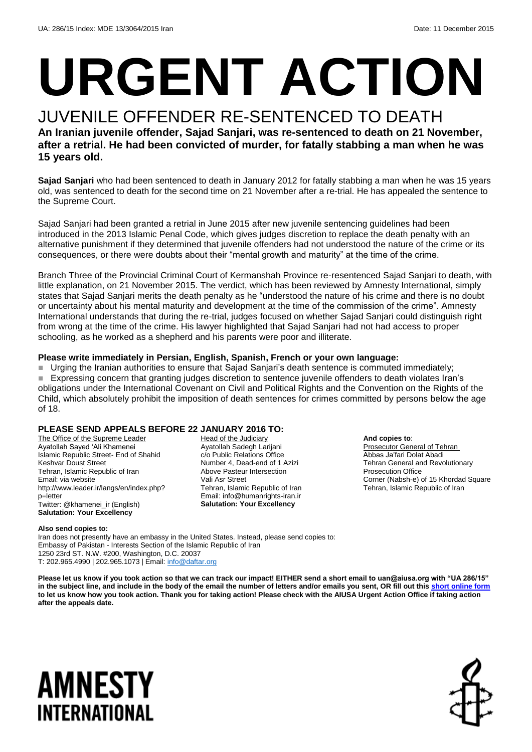UA: 286/15 Index: MDE 13/3064/2015 Iran Date: 11 December 2015

# URGENT ACTION

## JUVENILE OFFENDER RE-SENTENCED TO DEATH

**An Iranian juvenile offender, Sajad Sanjari, was re-sentenced to death on 21 November, after a retrial. He had been convicted of murder, for fatally stabbing a man when he was 15 years old.**

**Sajad Sanjari** who had been sentenced to death in January 2012 for fatally stabbing a man when he was 15 years old, was sentenced to death for the second time on 21 November after a re-trial. He has appealed the sentence to the Supreme Court.

Sajad Sanjari had been granted a retrial in June 2015 after new juvenile sentencing guidelines had been introduced in the 2013 Islamic Penal Code, which gives judges discretion to replace the death penalty with an alternative punishment if they determined that juvenile offenders had not understood the nature of the crime or its consequences, or there were doubts about their "mental growth and maturity" at the time of the crime.

Branch Three of the Provincial Criminal Court of Kermanshah Province re-resentenced Sajad Sanjari to death, with little explanation, on 21 November 2015. The verdict, which has been reviewed by Amnesty International, simply states that Sajad Sanjari merits the death penalty as he "understood the nature of his crime and there is no doubt or uncertainty about his mental maturity and development at the time of the commission of the crime". Amnesty International understands that during the re-trial, judges focused on whether Sajad Sanjari could distinguish right from wrong at the time of the crime. His lawyer highlighted that Sajad Sanjari had not had access to proper schooling, as he worked as a shepherd and his parents were poor and illiterate.

**Please write immediately in Persian, English, Spanish, French or your own language:**

- Urging the Iranian authorities to ensure that Sajad Sanjari's death sentence is commuted immediately;
- Expressing concern that granting judges discretion to sentence juvenile offenders to death violates Iran's obligations under the International Covenant on Civil and Political Rights and the Convention on the Rights of the Child, which absolutely prohibit the imposition of death sentences for crimes committed by persons below the age of 18.

**PLEASE SEND APPEALS BEFORE 22 JANUARY 2016 TO:**

The Office of the Supreme Leader
Ayatollah Sayed 'Ali Khamenei
Islamic Republic Street- End of Shahid Keshvar Doust Street
Tehran, Islamic Republic of Iran
Email: via website http://www.leader.ir/langs/en/index.php?p=letter
Twitter: @khamenei_ir (English)
**Salutation: Your Excellency**

Head of the Judiciary
Ayatollah Sadegh Larijani
c/o Public Relations Office
Number 4, Dead-end of 1 Azizi
Above Pasteur Intersection
Vali Asr Street
Tehran, Islamic Republic of Iran
Email: info@humanrights-iran.ir
**Salutation: Your Excellency**

**And copies to**:
Prosecutor General of Tehran
Abbas Ja'fari Dolat Abadi
Tehran General and Revolutionary Prosecution Office
Corner (Nabsh-e) of 15 Khordad Square
Tehran, Islamic Republic of Iran

**Also send copies to:**
Iran does not presently have an embassy in the United States. Instead, please send copies to:
Embassy of Pakistan - Interests Section of the Islamic Republic of Iran
1250 23rd ST. N.W. #200, Washington, D.C. 20037
T: 202.965.4990 | 202.965.1073 | Email: info@daftar.org

**Please let us know if you took action so that we can track our impact! EITHER send a short email to uan@aiusa.org with "UA 286/15" in the subject line, and include in the body of the email the number of letters and/or emails you sent, OR fill out this short online form to let us know how you took action. Thank you for taking action! Please check with the AIUSA Urgent Action Office if taking action after the appeals date.**

AMNESTY INTERNATIONAL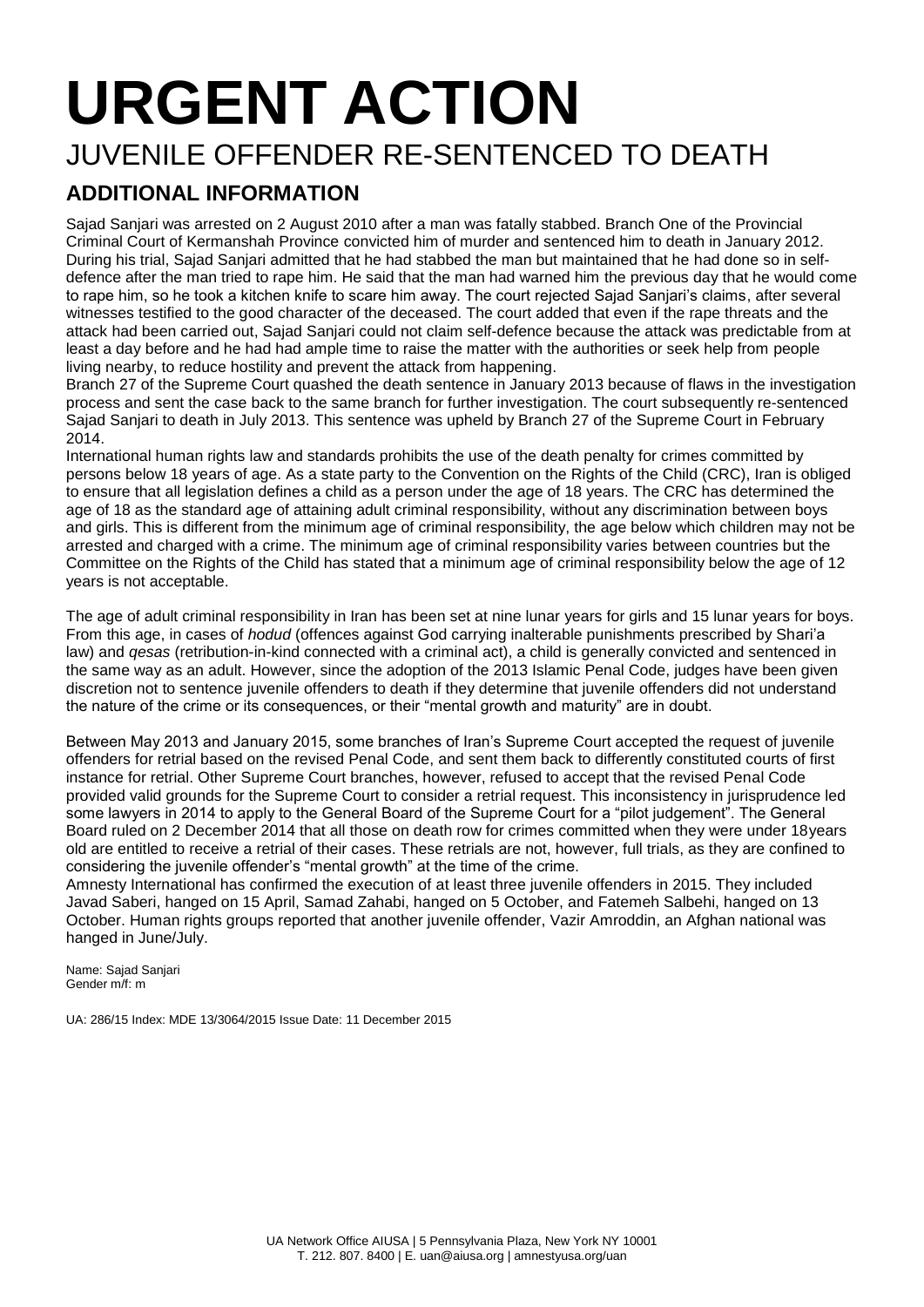# URGENT ACTION

JUVENILE OFFENDER RE-SENTENCED TO DEATH

## ADDITIONAL INFORMATION

Sajad Sanjari was arrested on 2 August 2010 after a man was fatally stabbed. Branch One of the Provincial Criminal Court of Kermanshah Province convicted him of murder and sentenced him to death in January 2012. During his trial, Sajad Sanjari admitted that he had stabbed the man but maintained that he had done so in self-defence after the man tried to rape him. He said that the man had warned him the previous day that he would come to rape him, so he took a kitchen knife to scare him away. The court rejected Sajad Sanjari's claims, after several witnesses testified to the good character of the deceased. The court added that even if the rape threats and the attack had been carried out, Sajad Sanjari could not claim self-defence because the attack was predictable from at least a day before and he had had ample time to raise the matter with the authorities or seek help from people living nearby, to reduce hostility and prevent the attack from happening.

Branch 27 of the Supreme Court quashed the death sentence in January 2013 because of flaws in the investigation process and sent the case back to the same branch for further investigation. The court subsequently re-sentenced Sajad Sanjari to death in July 2013. This sentence was upheld by Branch 27 of the Supreme Court in February 2014.

International human rights law and standards prohibits the use of the death penalty for crimes committed by persons below 18 years of age. As a state party to the Convention on the Rights of the Child (CRC), Iran is obliged to ensure that all legislation defines a child as a person under the age of 18 years. The CRC has determined the age of 18 as the standard age of attaining adult criminal responsibility, without any discrimination between boys and girls. This is different from the minimum age of criminal responsibility, the age below which children may not be arrested and charged with a crime. The minimum age of criminal responsibility varies between countries but the Committee on the Rights of the Child has stated that a minimum age of criminal responsibility below the age of 12 years is not acceptable.

The age of adult criminal responsibility in Iran has been set at nine lunar years for girls and 15 lunar years for boys. From this age, in cases of *hodud* (offences against God carrying inalterable punishments prescribed by Shari'a law) and *qesas* (retribution-in-kind connected with a criminal act), a child is generally convicted and sentenced in the same way as an adult. However, since the adoption of the 2013 Islamic Penal Code, judges have been given discretion not to sentence juvenile offenders to death if they determine that juvenile offenders did not understand the nature of the crime or its consequences, or their "mental growth and maturity" are in doubt.

Between May 2013 and January 2015, some branches of Iran's Supreme Court accepted the request of juvenile offenders for retrial based on the revised Penal Code, and sent them back to differently constituted courts of first instance for retrial. Other Supreme Court branches, however, refused to accept that the revised Penal Code provided valid grounds for the Supreme Court to consider a retrial request. This inconsistency in jurisprudence led some lawyers in 2014 to apply to the General Board of the Supreme Court for a "pilot judgement". The General Board ruled on 2 December 2014 that all those on death row for crimes committed when they were under 18years old are entitled to receive a retrial of their cases. These retrials are not, however, full trials, as they are confined to considering the juvenile offender's "mental growth" at the time of the crime.

Amnesty International has confirmed the execution of at least three juvenile offenders in 2015. They included Javad Saberi, hanged on 15 April, Samad Zahabi, hanged on 5 October, and Fatemeh Salbehi, hanged on 13 October. Human rights groups reported that another juvenile offender, Vazir Amroddin, an Afghan national was hanged in June/July.

Name: Sajad Sanjari
Gender m/f: m

UA: 286/15 Index: MDE 13/3064/2015 Issue Date: 11 December 2015